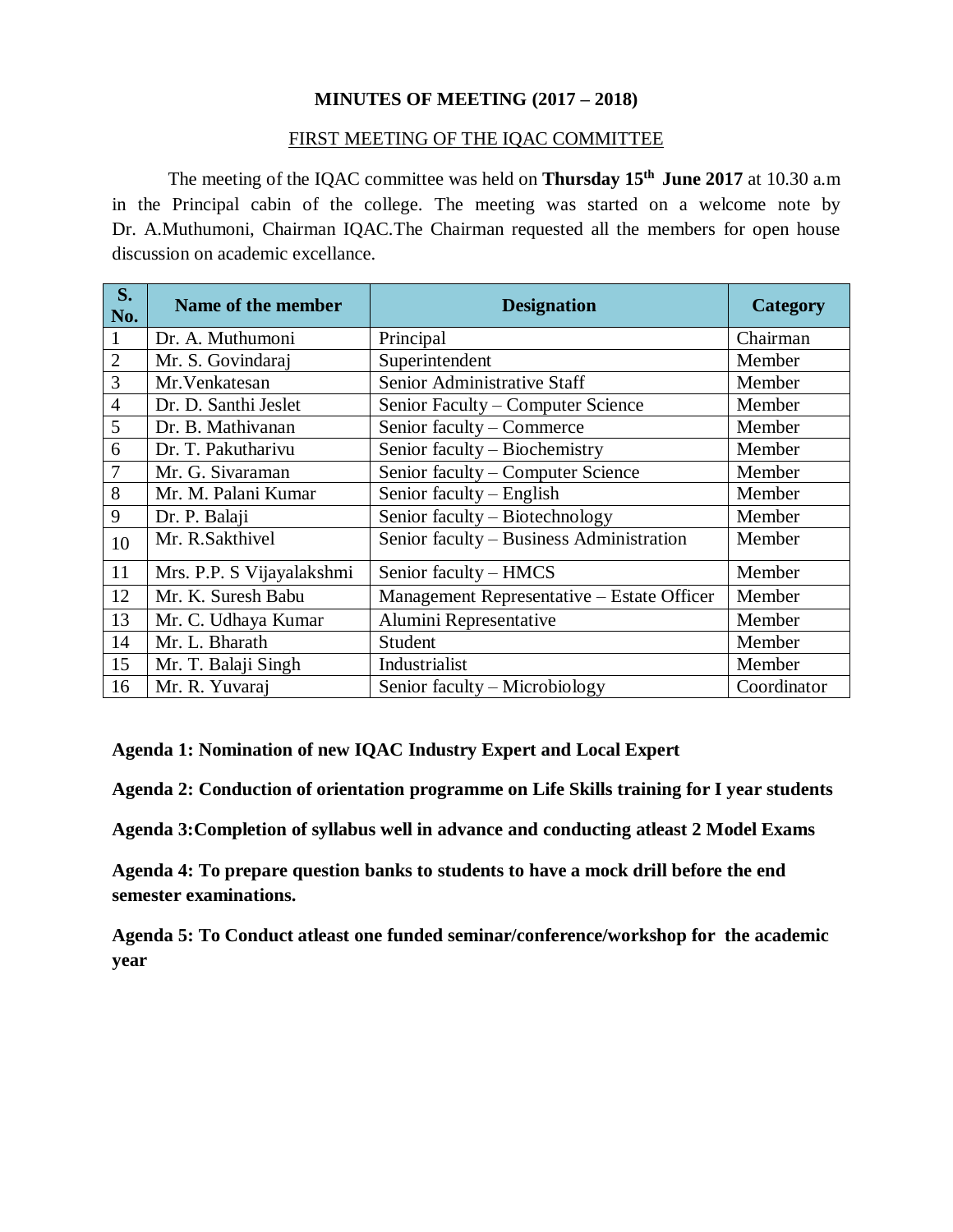# MINUTES OF MEETING (2017 – 2018)

## FIRST MEETING OF THE IQAC COMMITTEE

The meeting of the IQAC committee was held on **Thursday 15th June 2017** at 10.30 a.m in the Principal cabin of the college. The meeting was started on a welcome note by Dr. A.Muthumoni, Chairman IQAC.The Chairman requested all the members for open house discussion on academic excellance.

| S. No. | Name of the member | Designation | Category |
|---|---|---|---|
| 1 | Dr. A. Muthumoni | Principal | Chairman |
| 2 | Mr. S. Govindaraj | Superintendent | Member |
| 3 | Mr.Venkatesan | Senior Administrative Staff | Member |
| 4 | Dr. D. Santhi Jeslet | Senior Faculty – Computer Science | Member |
| 5 | Dr. B. Mathivanan | Senior faculty – Commerce | Member |
| 6 | Dr. T. Pakutharivu | Senior faculty – Biochemistry | Member |
| 7 | Mr. G. Sivaraman | Senior faculty – Computer Science | Member |
| 8 | Mr. M. Palani Kumar | Senior faculty – English | Member |
| 9 | Dr. P. Balaji | Senior faculty – Biotechnology | Member |
| 10 | Mr. R.Sakthivel | Senior faculty – Business Administration | Member |
| 11 | Mrs. P.P. S Vijayalakshmi | Senior faculty – HMCS | Member |
| 12 | Mr. K. Suresh Babu | Management Representative – Estate Officer | Member |
| 13 | Mr. C. Udhaya Kumar | Alumini Representative | Member |
| 14 | Mr. L. Bharath | Student | Member |
| 15 | Mr. T. Balaji Singh | Industrialist | Member |
| 16 | Mr. R. Yuvaraj | Senior faculty – Microbiology | Coordinator |

**Agenda 1: Nomination of new IQAC Industry Expert and Local Expert**

**Agenda 2: Conduction of orientation programme on Life Skills training for I year students**

**Agenda 3:Completion of syllabus well in advance and conducting atleast 2 Model Exams**

**Agenda 4: To prepare question banks to students to have a mock drill before the end semester examinations.**

**Agenda 5: To Conduct atleast one funded seminar/conference/workshop for the academic year**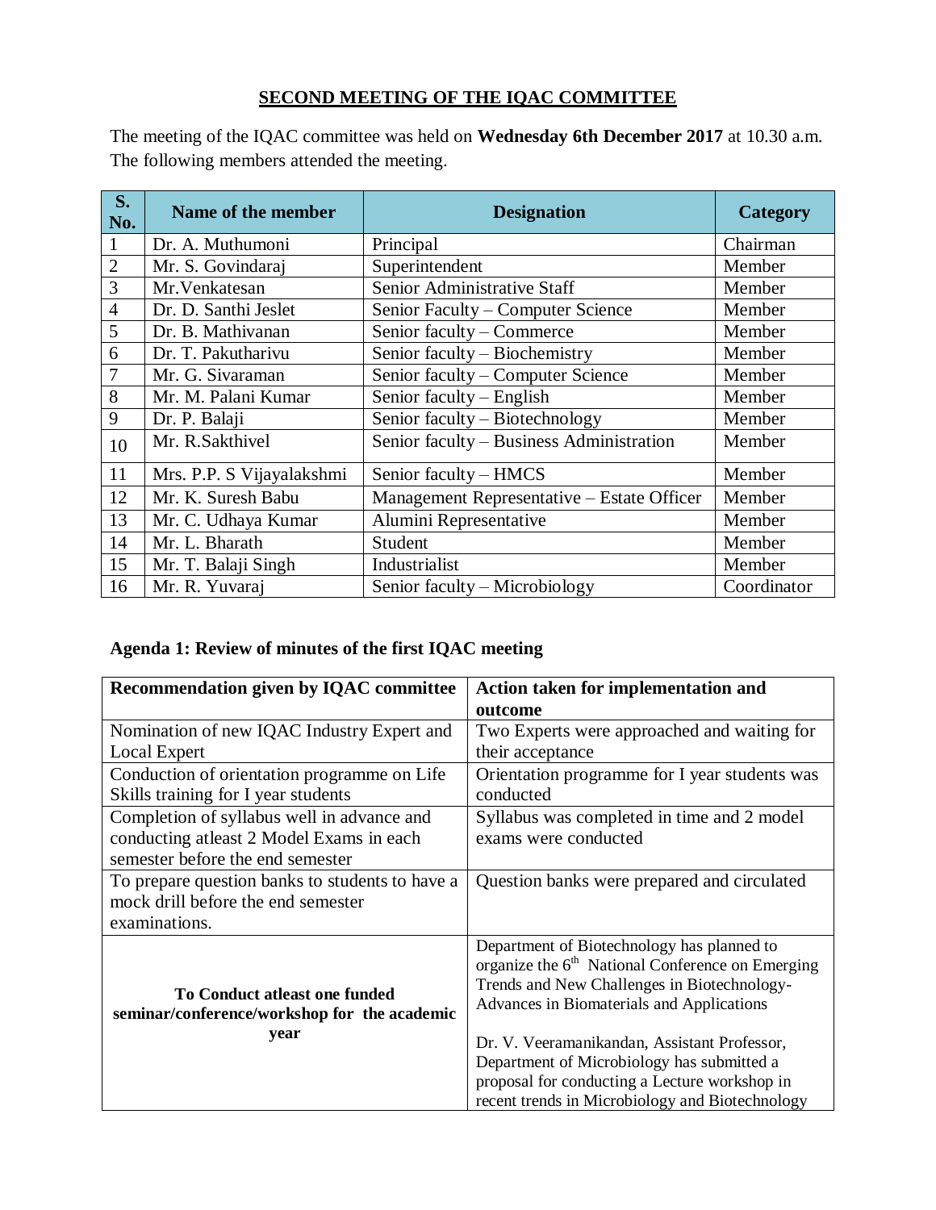## SECOND MEETING OF THE IQAC COMMITTEE

The meeting of the IQAC committee was held on **Wednesday 6th December 2017** at 10.30 a.m. The following members attended the meeting.

| S. No. | Name of the member | Designation | Category |
|---|---|---|---|
| 1 | Dr. A. Muthumoni | Principal | Chairman |
| 2 | Mr. S. Govindaraj | Superintendent | Member |
| 3 | Mr.Venkatesan | Senior Administrative Staff | Member |
| 4 | Dr. D. Santhi Jeslet | Senior Faculty – Computer Science | Member |
| 5 | Dr. B. Mathivanan | Senior faculty – Commerce | Member |
| 6 | Dr. T. Pakutharivu | Senior faculty – Biochemistry | Member |
| 7 | Mr. G. Sivaraman | Senior faculty – Computer Science | Member |
| 8 | Mr. M. Palani Kumar | Senior faculty – English | Member |
| 9 | Dr. P. Balaji | Senior faculty – Biotechnology | Member |
| 10 | Mr. R.Sakthivel | Senior faculty – Business Administration | Member |
| 11 | Mrs. P.P. S Vijayalakshmi | Senior faculty – HMCS | Member |
| 12 | Mr. K. Suresh Babu | Management Representative – Estate Officer | Member |
| 13 | Mr. C. Udhaya Kumar | Alumini Representative | Member |
| 14 | Mr. L. Bharath | Student | Member |
| 15 | Mr. T. Balaji Singh | Industrialist | Member |
| 16 | Mr. R. Yuvaraj | Senior faculty – Microbiology | Coordinator |

### Agenda 1: Review of minutes of the first IQAC meeting

| Recommendation given by IQAC committee | Action taken for implementation and outcome |
|---|---|
| Nomination of new IQAC Industry Expert and Local Expert | Two Experts were approached and waiting for their acceptance |
| Conduction of orientation programme on Life Skills training for I year students | Orientation programme for I year students was conducted |
| Completion of syllabus well in advance and conducting atleast 2 Model Exams in each semester before the end semester | Syllabus was completed in time and 2 model exams were conducted |
| To prepare question banks to students to have a mock drill before the end semester examinations. | Question banks were prepared and circulated |
| **To Conduct atleast one funded seminar/conference/workshop for the academic year** | Department of Biotechnology has planned to organize the 6th National Conference on Emerging Trends and New Challenges in Biotechnology- Advances in Biomaterials and Applications<br><br>Dr. V. Veeramanikandan, Assistant Professor, Department of Microbiology has submitted a proposal for conducting a Lecture workshop in recent trends in Microbiology and Biotechnology |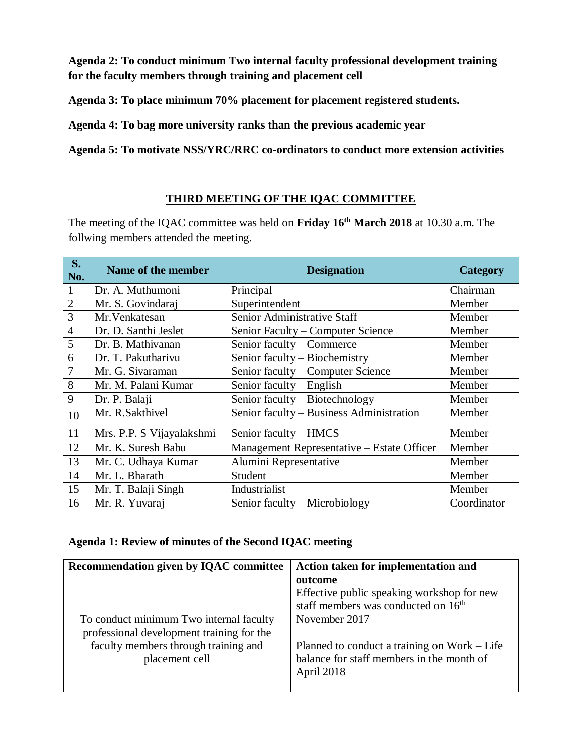**Agenda 2: To conduct minimum Two internal faculty professional development training for the faculty members through training and placement cell**

**Agenda 3: To place minimum 70% placement for placement registered students.**

**Agenda 4: To bag more university ranks than the previous academic year**

**Agenda 5: To motivate NSS/YRC/RRC co-ordinators to conduct more extension activities**

## THIRD MEETING OF THE IQAC COMMITTEE

The meeting of the IQAC committee was held on **Friday 16th March 2018** at 10.30 a.m. The follwing members attended the meeting.

| S. No. | Name of the member | Designation | Category |
|---|---|---|---|
| 1 | Dr. A. Muthumoni | Principal | Chairman |
| 2 | Mr. S. Govindaraj | Superintendent | Member |
| 3 | Mr.Venkatesan | Senior Administrative Staff | Member |
| 4 | Dr. D. Santhi Jeslet | Senior Faculty – Computer Science | Member |
| 5 | Dr. B. Mathivanan | Senior faculty – Commerce | Member |
| 6 | Dr. T. Pakutharivu | Senior faculty – Biochemistry | Member |
| 7 | Mr. G. Sivaraman | Senior faculty – Computer Science | Member |
| 8 | Mr. M. Palani Kumar | Senior faculty – English | Member |
| 9 | Dr. P. Balaji | Senior faculty – Biotechnology | Member |
| 10 | Mr. R.Sakthivel | Senior faculty – Business Administration | Member |
| 11 | Mrs. P.P. S Vijayalakshmi | Senior faculty – HMCS | Member |
| 12 | Mr. K. Suresh Babu | Management Representative – Estate Officer | Member |
| 13 | Mr. C. Udhaya Kumar | Alumini Representative | Member |
| 14 | Mr. L. Bharath | Student | Member |
| 15 | Mr. T. Balaji Singh | Industrialist | Member |
| 16 | Mr. R. Yuvaraj | Senior faculty – Microbiology | Coordinator |

**Agenda 1: Review of minutes of the Second IQAC meeting**

| Recommendation given by IQAC committee | Action taken for implementation and outcome |
|---|---|
| To conduct minimum Two internal faculty professional development training for the faculty members through training and placement cell | Effective public speaking workshop for new staff members was conducted on 16th November 2017<br><br>Planned to conduct a training on Work – Life balance for staff members in the month of April 2018 |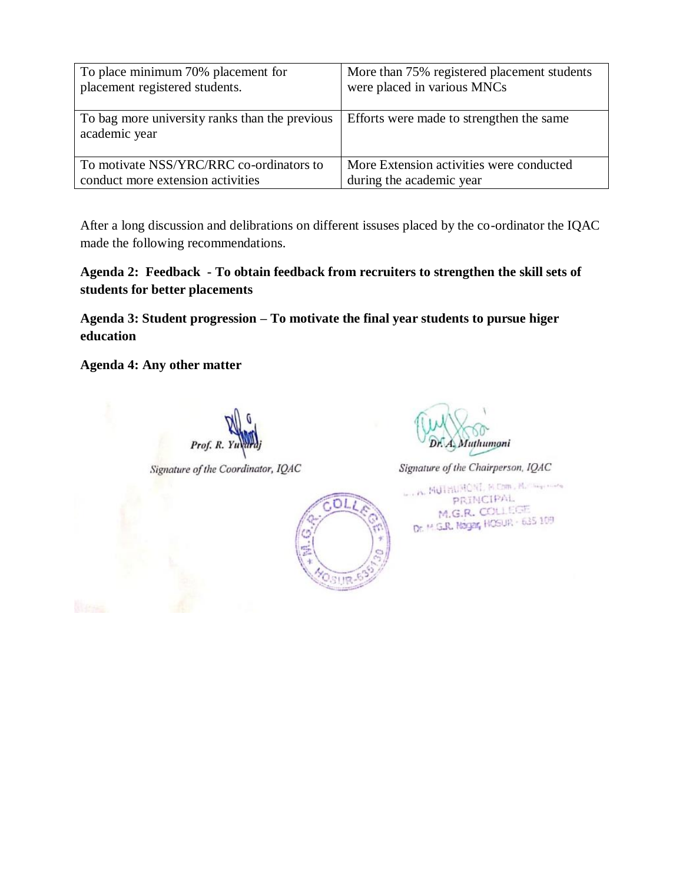| | |
|---|---|
| To place minimum 70% placement for placement registered students. | More than 75% registered placement students were placed in various MNCs |
| To bag more university ranks than the previous academic year | Efforts were made to strengthen the same |
| To motivate NSS/YRC/RRC co-ordinators to conduct more extension activities | More Extension activities were conducted during the academic year |

After a long discussion and delibrations on different issuses placed by the co-ordinator the IQAC made the following recommendations.

**Agenda 2: Feedback - To obtain feedback from recruiters to strengthen the skill sets of students for better placements**

**Agenda 3: Student progression – To motivate the final year students to pursue higer education**

**Agenda 4: Any other matter**

*Prof. R. Yuvaraj*

*Signature of the Coordinator, IQAC*

*Dr. A. Muthumoni*

*Signature of the Chairperson, IQAC*

PRINCIPAL
M.G.R. COLLEGE
Dr. M.G.R. Nagar, HOSUR - 635 109

M.G.R. COLLEGE * HOSUR-635130